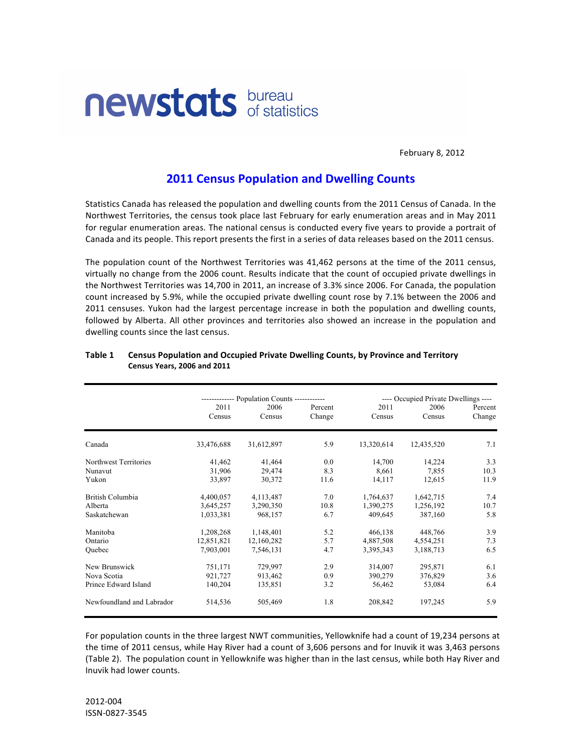newstats bureau of statistics

February 8, 2012

# 2011 Census Population and Dwelling Counts

Statistics Canada has released the population and dwelling counts from the 2011 Census of Canada. In the Northwest Territories, the census took place last February for early enumeration areas and in May 2011 for regular enumeration areas. The national census is conducted every five years to provide a portrait of Canada and its people. This report presents the first in a series of data releases based on the 2011 census.

The population count of the Northwest Territories was 41,462 persons at the time of the 2011 census, virtually no change from the 2006 count. Results indicate that the count of occupied private dwellings in the Northwest Territories was 14,700 in 2011, an increase of 3.3% since 2006. For Canada, the population count increased by 5.9%, while the occupied private dwelling count rose by 7.1% between the 2006 and 2011 censuses. Yukon had the largest percentage increase in both the population and dwelling counts, followed by Alberta. All other provinces and territories also showed an increase in the population and dwelling counts since the last census.

**Table 1 Census Population and Occupied Private Dwelling Counts, by Province and Territory Census Years, 2006 and 2011**

| | Population Counts | | | Occupied Private Dwellings | | |
|---|---|---|---|---|---|---|
| | 2011 Census | 2006 Census | Percent Change | 2011 Census | 2006 Census | Percent Change |
| Canada | 33,476,688 | 31,612,897 | 5.9 | 13,320,614 | 12,435,520 | 7.1 |
| Northwest Territories | 41,462 | 41,464 | 0.0 | 14,700 | 14,224 | 3.3 |
| Nunavut | 31,906 | 29,474 | 8.3 | 8,661 | 7,855 | 10.3 |
| Yukon | 33,897 | 30,372 | 11.6 | 14,117 | 12,615 | 11.9 |
| British Columbia | 4,400,057 | 4,113,487 | 7.0 | 1,764,637 | 1,642,715 | 7.4 |
| Alberta | 3,645,257 | 3,290,350 | 10.8 | 1,390,275 | 1,256,192 | 10.7 |
| Saskatchewan | 1,033,381 | 968,157 | 6.7 | 409,645 | 387,160 | 5.8 |
| Manitoba | 1,208,268 | 1,148,401 | 5.2 | 466,138 | 448,766 | 3.9 |
| Ontario | 12,851,821 | 12,160,282 | 5.7 | 4,887,508 | 4,554,251 | 7.3 |
| Quebec | 7,903,001 | 7,546,131 | 4.7 | 3,395,343 | 3,188,713 | 6.5 |
| New Brunswick | 751,171 | 729,997 | 2.9 | 314,007 | 295,871 | 6.1 |
| Nova Scotia | 921,727 | 913,462 | 0.9 | 390,279 | 376,829 | 3.6 |
| Prince Edward Island | 140,204 | 135,851 | 3.2 | 56,462 | 53,084 | 6.4 |
| Newfoundland and Labrador | 514,536 | 505,469 | 1.8 | 208,842 | 197,245 | 5.9 |

For population counts in the three largest NWT communities, Yellowknife had a count of 19,234 persons at the time of 2011 census, while Hay River had a count of 3,606 persons and for Inuvik it was 3,463 persons (Table 2). The population count in Yellowknife was higher than in the last census, while both Hay River and Inuvik had lower counts.

2012-004
ISSN-0827-3545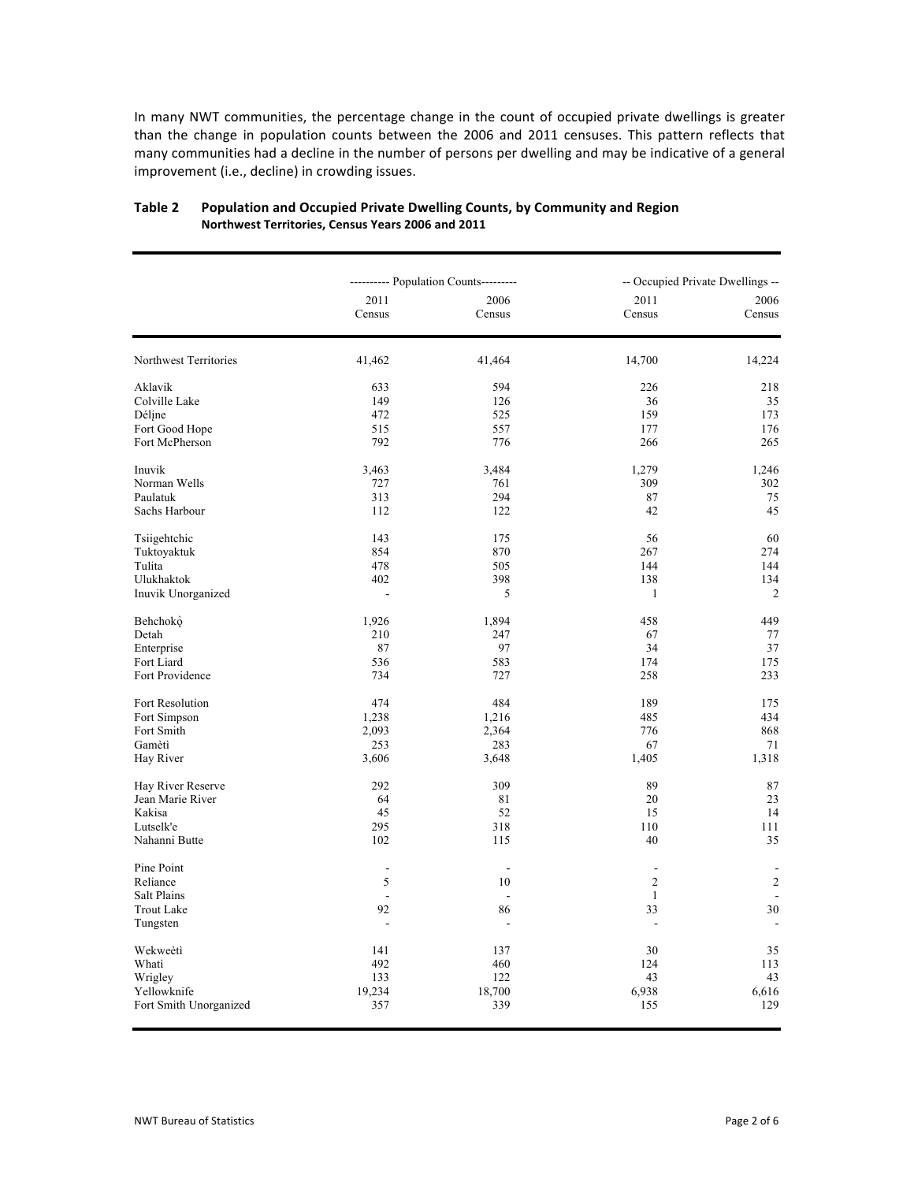In many NWT communities, the percentage change in the count of occupied private dwellings is greater than the change in population counts between the 2006 and 2011 censuses. This pattern reflects that many communities had a decline in the number of persons per dwelling and may be indicative of a general improvement (i.e., decline) in crowding issues.

**Table 2 Population and Occupied Private Dwelling Counts, by Community and Region**
**Northwest Territories, Census Years 2006 and 2011**

| | ---------- Population Counts--------- | | -- Occupied Private Dwellings -- | |
|---|---|---|---|---|
| | 2011 Census | 2006 Census | 2011 Census | 2006 Census |
| Northwest Territories | 41,462 | 41,464 | 14,700 | 14,224 |
| Aklavik | 633 | 594 | 226 | 218 |
| Colville Lake | 149 | 126 | 36 | 35 |
| Délı̨ne | 472 | 525 | 159 | 173 |
| Fort Good Hope | 515 | 557 | 177 | 176 |
| Fort McPherson | 792 | 776 | 266 | 265 |
| Inuvik | 3,463 | 3,484 | 1,279 | 1,246 |
| Norman Wells | 727 | 761 | 309 | 302 |
| Paulatuk | 313 | 294 | 87 | 75 |
| Sachs Harbour | 112 | 122 | 42 | 45 |
| Tsiigehtchic | 143 | 175 | 56 | 60 |
| Tuktoyaktuk | 854 | 870 | 267 | 274 |
| Tulita | 478 | 505 | 144 | 144 |
| Ulukhaktok | 402 | 398 | 138 | 134 |
| Inuvik Unorganized | - | 5 | 1 | 2 |
| Behchokǫ̀ | 1,926 | 1,894 | 458 | 449 |
| Detah | 210 | 247 | 67 | 77 |
| Enterprise | 87 | 97 | 34 | 37 |
| Fort Liard | 536 | 583 | 174 | 175 |
| Fort Providence | 734 | 727 | 258 | 233 |
| Fort Resolution | 474 | 484 | 189 | 175 |
| Fort Simpson | 1,238 | 1,216 | 485 | 434 |
| Fort Smith | 2,093 | 2,364 | 776 | 868 |
| Gamètì | 253 | 283 | 67 | 71 |
| Hay River | 3,606 | 3,648 | 1,405 | 1,318 |
| Hay River Reserve | 292 | 309 | 89 | 87 |
| Jean Marie River | 64 | 81 | 20 | 23 |
| Kakisa | 45 | 52 | 15 | 14 |
| Lutselk'e | 295 | 318 | 110 | 111 |
| Nahanni Butte | 102 | 115 | 40 | 35 |
| Pine Point | - | - | - | - |
| Reliance | 5 | 10 | 2 | 2 |
| Salt Plains | - | - | 1 | - |
| Trout Lake | 92 | 86 | 33 | 30 |
| Tungsten | - | - | - | - |
| Wekweètì | 141 | 137 | 30 | 35 |
| Whatì | 492 | 460 | 124 | 113 |
| Wrigley | 133 | 122 | 43 | 43 |
| Yellowknife | 19,234 | 18,700 | 6,938 | 6,616 |
| Fort Smith Unorganized | 357 | 339 | 155 | 129 |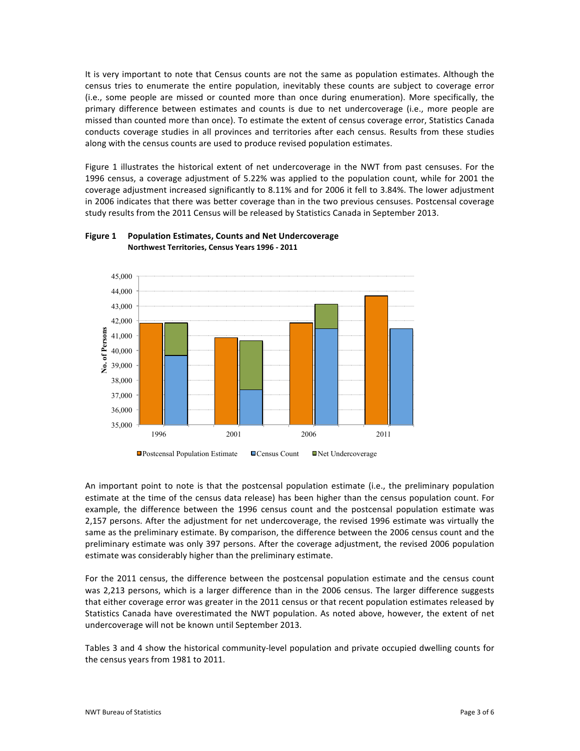It is very important to note that Census counts are not the same as population estimates. Although the census tries to enumerate the entire population, inevitably these counts are subject to coverage error (i.e., some people are missed or counted more than once during enumeration). More specifically, the primary difference between estimates and counts is due to net undercoverage (i.e., more people are missed than counted more than once). To estimate the extent of census coverage error, Statistics Canada conducts coverage studies in all provinces and territories after each census. Results from these studies along with the census counts are used to produce revised population estimates.

Figure 1 illustrates the historical extent of net undercoverage in the NWT from past censuses. For the 1996 census, a coverage adjustment of 5.22% was applied to the population count, while for 2001 the coverage adjustment increased significantly to 8.11% and for 2006 it fell to 3.84%. The lower adjustment in 2006 indicates that there was better coverage than in the two previous censuses. Postcensal coverage study results from the 2011 Census will be released by Statistics Canada in September 2013.

**Figure 1 Population Estimates, Counts and Net Undercoverage**
**Northwest Territories, Census Years 1996 - 2011**

An important point to note is that the postcensal population estimate (i.e., the preliminary population estimate at the time of the census data release) has been higher than the census population count. For example, the difference between the 1996 census count and the postcensal population estimate was 2,157 persons. After the adjustment for net undercoverage, the revised 1996 estimate was virtually the same as the preliminary estimate. By comparison, the difference between the 2006 census count and the preliminary estimate was only 397 persons. After the coverage adjustment, the revised 2006 population estimate was considerably higher than the preliminary estimate.

For the 2011 census, the difference between the postcensal population estimate and the census count was 2,213 persons, which is a larger difference than in the 2006 census. The larger difference suggests that either coverage error was greater in the 2011 census or that recent population estimates released by Statistics Canada have overestimated the NWT population. As noted above, however, the extent of net undercoverage will not be known until September 2013.

Tables 3 and 4 show the historical community-level population and private occupied dwelling counts for the census years from 1981 to 2011.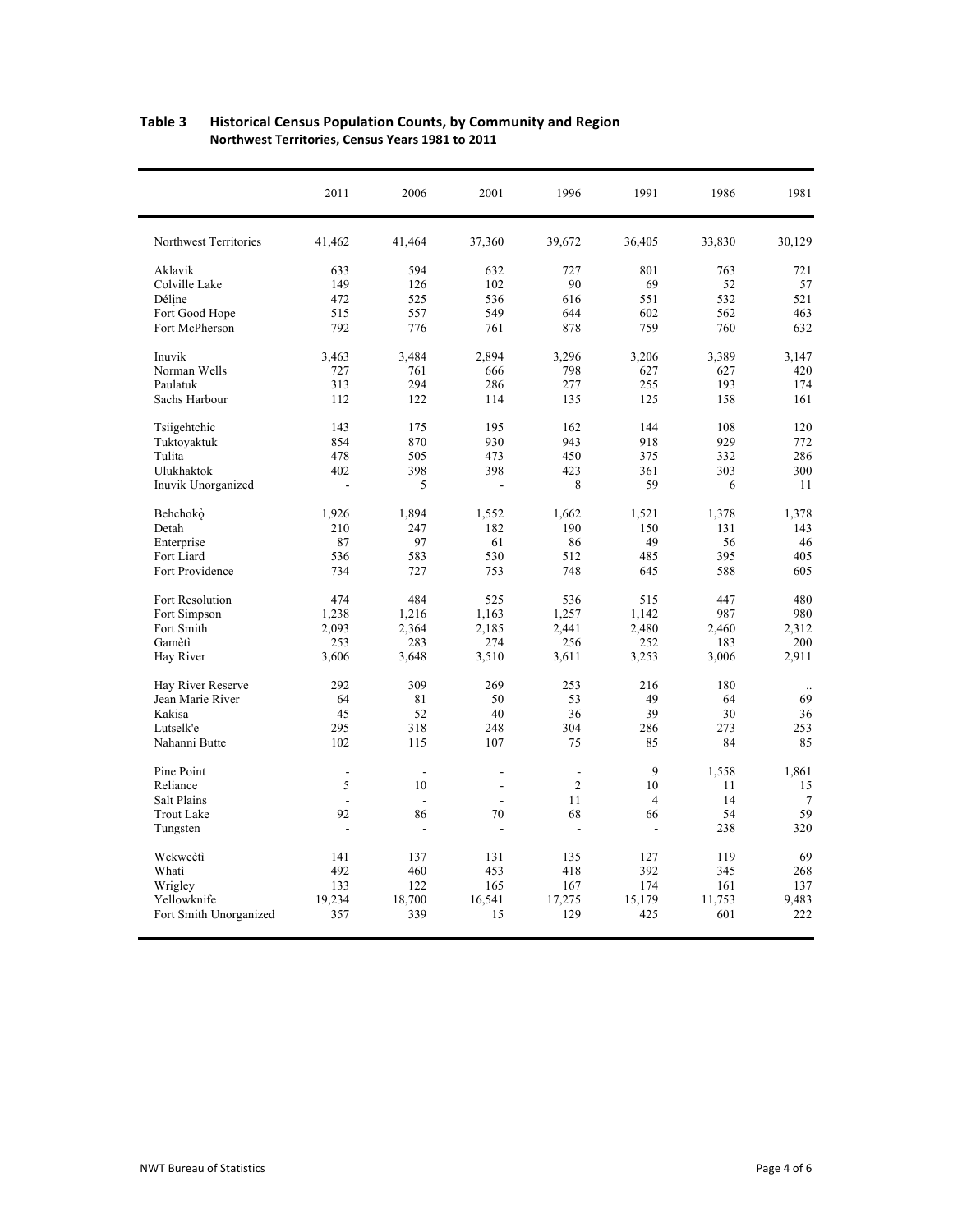**Table 3 Historical Census Population Counts, by Community and Region**
**Northwest Territories, Census Years 1981 to 2011**

| | 2011 | 2006 | 2001 | 1996 | 1991 | 1986 | 1981 |
|---|---|---|---|---|---|---|---|
| Northwest Territories | 41,462 | 41,464 | 37,360 | 39,672 | 36,405 | 33,830 | 30,129 |
| Aklavik | 633 | 594 | 632 | 727 | 801 | 763 | 721 |
| Colville Lake | 149 | 126 | 102 | 90 | 69 | 52 | 57 |
| Délįne | 472 | 525 | 536 | 616 | 551 | 532 | 521 |
| Fort Good Hope | 515 | 557 | 549 | 644 | 602 | 562 | 463 |
| Fort McPherson | 792 | 776 | 761 | 878 | 759 | 760 | 632 |
| Inuvik | 3,463 | 3,484 | 2,894 | 3,296 | 3,206 | 3,389 | 3,147 |
| Norman Wells | 727 | 761 | 666 | 798 | 627 | 627 | 420 |
| Paulatuk | 313 | 294 | 286 | 277 | 255 | 193 | 174 |
| Sachs Harbour | 112 | 122 | 114 | 135 | 125 | 158 | 161 |
| Tsiigehtchic | 143 | 175 | 195 | 162 | 144 | 108 | 120 |
| Tuktoyaktuk | 854 | 870 | 930 | 943 | 918 | 929 | 772 |
| Tulita | 478 | 505 | 473 | 450 | 375 | 332 | 286 |
| Ulukhaktok | 402 | 398 | 398 | 423 | 361 | 303 | 300 |
| Inuvik Unorganized | - | 5 | - | 8 | 59 | 6 | 11 |
| Behchokǫ̀ | 1,926 | 1,894 | 1,552 | 1,662 | 1,521 | 1,378 | 1,378 |
| Detah | 210 | 247 | 182 | 190 | 150 | 131 | 143 |
| Enterprise | 87 | 97 | 61 | 86 | 49 | 56 | 46 |
| Fort Liard | 536 | 583 | 530 | 512 | 485 | 395 | 405 |
| Fort Providence | 734 | 727 | 753 | 748 | 645 | 588 | 605 |
| Fort Resolution | 474 | 484 | 525 | 536 | 515 | 447 | 480 |
| Fort Simpson | 1,238 | 1,216 | 1,163 | 1,257 | 1,142 | 987 | 980 |
| Fort Smith | 2,093 | 2,364 | 2,185 | 2,441 | 2,480 | 2,460 | 2,312 |
| Gamètì | 253 | 283 | 274 | 256 | 252 | 183 | 200 |
| Hay River | 3,606 | 3,648 | 3,510 | 3,611 | 3,253 | 3,006 | 2,911 |
| Hay River Reserve | 292 | 309 | 269 | 253 | 216 | 180 | .. |
| Jean Marie River | 64 | 81 | 50 | 53 | 49 | 64 | 69 |
| Kakisa | 45 | 52 | 40 | 36 | 39 | 30 | 36 |
| Lutselk'e | 295 | 318 | 248 | 304 | 286 | 273 | 253 |
| Nahanni Butte | 102 | 115 | 107 | 75 | 85 | 84 | 85 |
| Pine Point | - | - | - | - | 9 | 1,558 | 1,861 |
| Reliance | 5 | 10 | - | 2 | 10 | 11 | 15 |
| Salt Plains | - | - | - | 11 | 4 | 14 | 7 |
| Trout Lake | 92 | 86 | 70 | 68 | 66 | 54 | 59 |
| Tungsten | - | - | - | - | - | 238 | 320 |
| Wekweètì | 141 | 137 | 131 | 135 | 127 | 119 | 69 |
| Whatì | 492 | 460 | 453 | 418 | 392 | 345 | 268 |
| Wrigley | 133 | 122 | 165 | 167 | 174 | 161 | 137 |
| Yellowknife | 19,234 | 18,700 | 16,541 | 17,275 | 15,179 | 11,753 | 9,483 |
| Fort Smith Unorganized | 357 | 339 | 15 | 129 | 425 | 601 | 222 |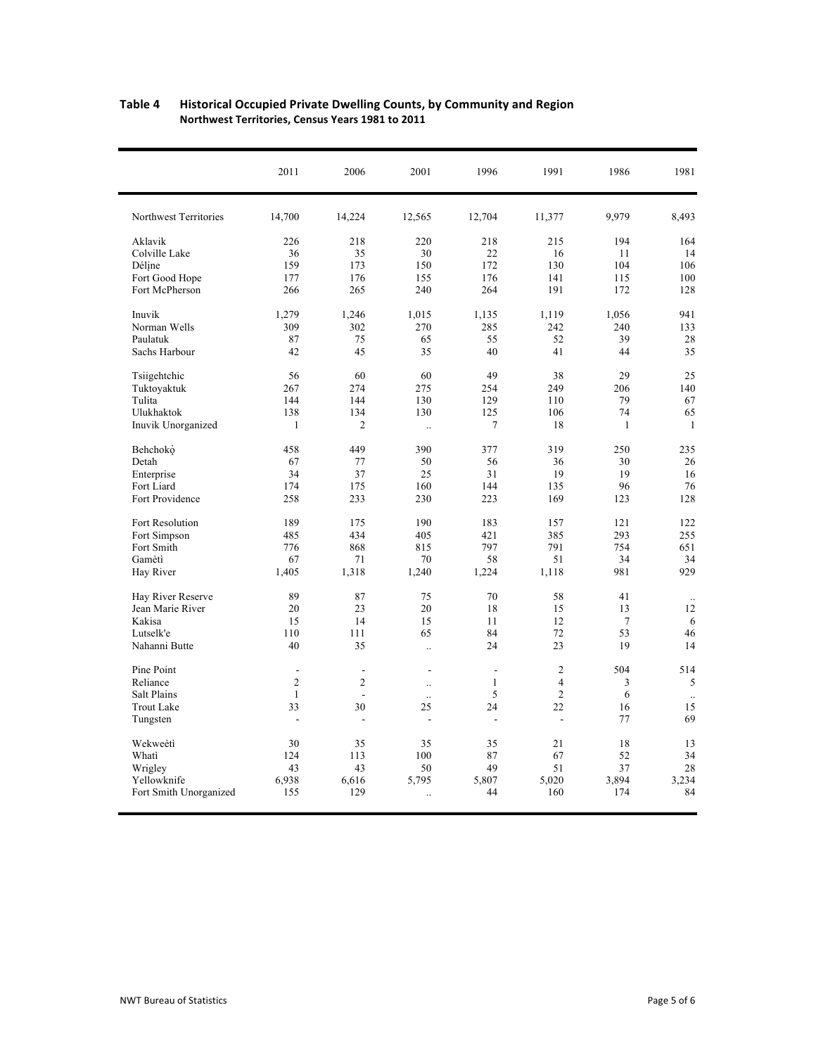**Table 4 Historical Occupied Private Dwelling Counts, by Community and Region**
**Northwest Territories, Census Years 1981 to 2011**

| | 2011 | 2006 | 2001 | 1996 | 1991 | 1986 | 1981 |
|---|---|---|---|---|---|---|---|
| Northwest Territories | 14,700 | 14,224 | 12,565 | 12,704 | 11,377 | 9,979 | 8,493 |
| Aklavik | 226 | 218 | 220 | 218 | 215 | 194 | 164 |
| Colville Lake | 36 | 35 | 30 | 22 | 16 | 11 | 14 |
| Délįne | 159 | 173 | 150 | 172 | 130 | 104 | 106 |
| Fort Good Hope | 177 | 176 | 155 | 176 | 141 | 115 | 100 |
| Fort McPherson | 266 | 265 | 240 | 264 | 191 | 172 | 128 |
| Inuvik | 1,279 | 1,246 | 1,015 | 1,135 | 1,119 | 1,056 | 941 |
| Norman Wells | 309 | 302 | 270 | 285 | 242 | 240 | 133 |
| Paulatuk | 87 | 75 | 65 | 55 | 52 | 39 | 28 |
| Sachs Harbour | 42 | 45 | 35 | 40 | 41 | 44 | 35 |
| Tsiigehtchic | 56 | 60 | 60 | 49 | 38 | 29 | 25 |
| Tuktoyaktuk | 267 | 274 | 275 | 254 | 249 | 206 | 140 |
| Tulita | 144 | 144 | 130 | 129 | 110 | 79 | 67 |
| Ulukhaktok | 138 | 134 | 130 | 125 | 106 | 74 | 65 |
| Inuvik Unorganized | 1 | 2 | .. | 7 | 18 | 1 | 1 |
| Behchokǫ̀ | 458 | 449 | 390 | 377 | 319 | 250 | 235 |
| Detah | 67 | 77 | 50 | 56 | 36 | 30 | 26 |
| Enterprise | 34 | 37 | 25 | 31 | 19 | 19 | 16 |
| Fort Liard | 174 | 175 | 160 | 144 | 135 | 96 | 76 |
| Fort Providence | 258 | 233 | 230 | 223 | 169 | 123 | 128 |
| Fort Resolution | 189 | 175 | 190 | 183 | 157 | 121 | 122 |
| Fort Simpson | 485 | 434 | 405 | 421 | 385 | 293 | 255 |
| Fort Smith | 776 | 868 | 815 | 797 | 791 | 754 | 651 |
| Gamètì | 67 | 71 | 70 | 58 | 51 | 34 | 34 |
| Hay River | 1,405 | 1,318 | 1,240 | 1,224 | 1,118 | 981 | 929 |
| Hay River Reserve | 89 | 87 | 75 | 70 | 58 | 41 | .. |
| Jean Marie River | 20 | 23 | 20 | 18 | 15 | 13 | 12 |
| Kakisa | 15 | 14 | 15 | 11 | 12 | 7 | 6 |
| Lutselk'e | 110 | 111 | 65 | 84 | 72 | 53 | 46 |
| Nahanni Butte | 40 | 35 | .. | 24 | 23 | 19 | 14 |
| Pine Point | - | - | - | - | 2 | 504 | 514 |
| Reliance | 2 | 2 | .. | 1 | 4 | 3 | 5 |
| Salt Plains | 1 | - | .. | 5 | 2 | 6 | .. |
| Trout Lake | 33 | 30 | 25 | 24 | 22 | 16 | 15 |
| Tungsten | - | - | - | - | - | 77 | 69 |
| Wekweètì | 30 | 35 | 35 | 35 | 21 | 18 | 13 |
| Whatì | 124 | 113 | 100 | 87 | 67 | 52 | 34 |
| Wrigley | 43 | 43 | 50 | 49 | 51 | 37 | 28 |
| Yellowknife | 6,938 | 6,616 | 5,795 | 5,807 | 5,020 | 3,894 | 3,234 |
| Fort Smith Unorganized | 155 | 129 | .. | 44 | 160 | 174 | 84 |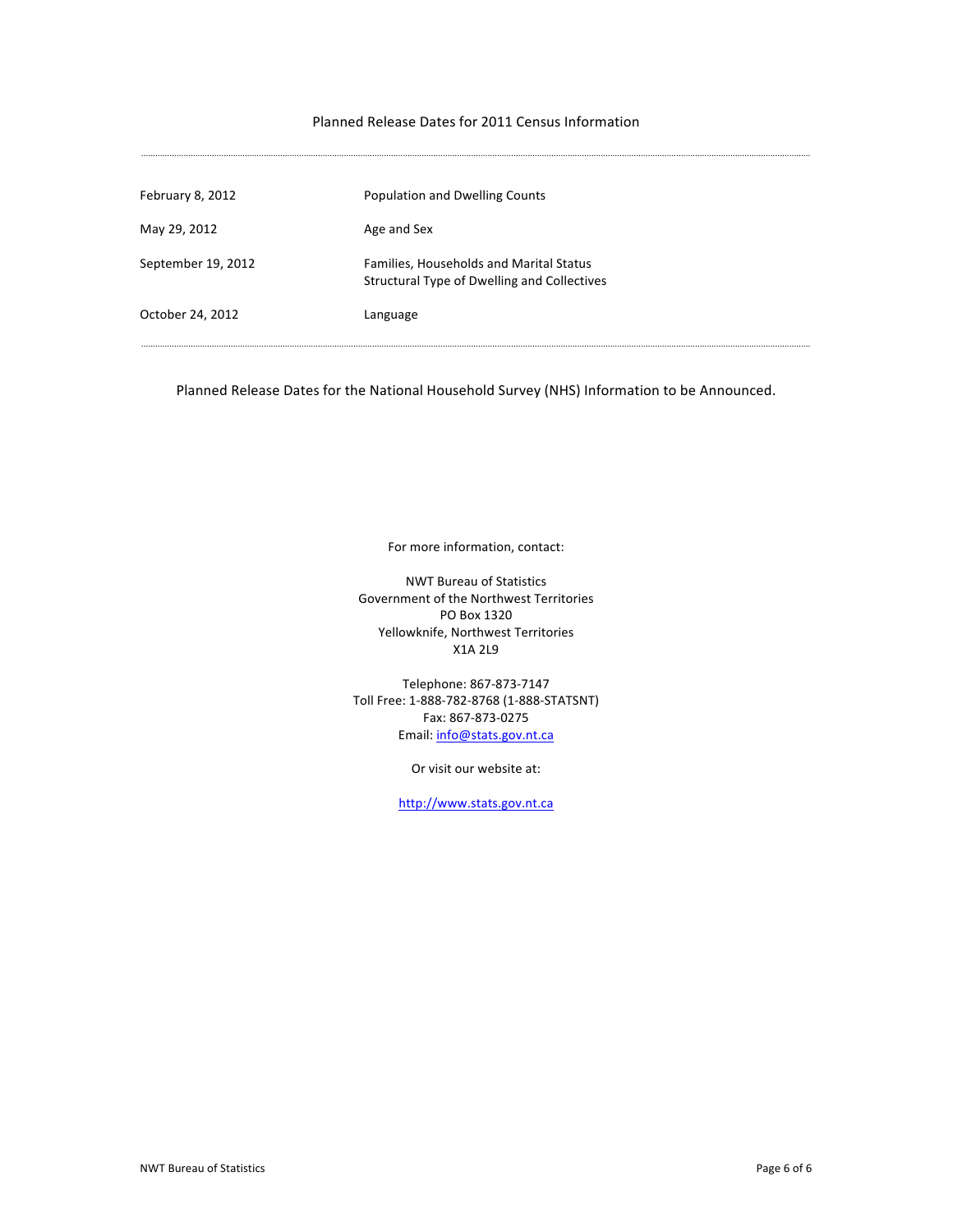## Planned Release Dates for 2011 Census Information

| | |
|---|---|
| February 8, 2012 | Population and Dwelling Counts |
| May 29, 2012 | Age and Sex |
| September 19, 2012 | Families, Households and Marital Status<br>Structural Type of Dwelling and Collectives |
| October 24, 2012 | Language |

Planned Release Dates for the National Household Survey (NHS) Information to be Announced.

For more information, contact:

NWT Bureau of Statistics
Government of the Northwest Territories
PO Box 1320
Yellowknife, Northwest Territories
X1A 2L9

Telephone: 867-873-7147
Toll Free: 1-888-782-8768 (1-888-STATSNT)
Fax: 867-873-0275
Email: info@stats.gov.nt.ca

Or visit our website at:

http://www.stats.gov.nt.ca